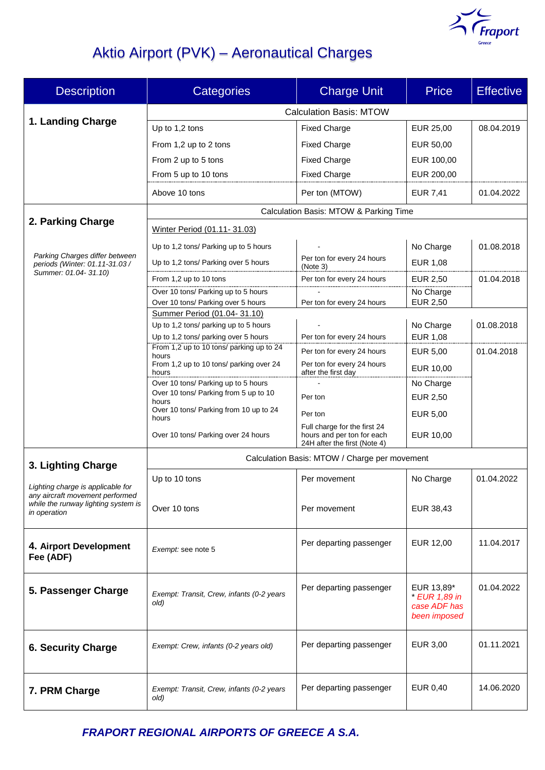# Aktio Airport (PVK) – Aeronautical Charges

| Description | Categories | Charge Unit | Price | Effective |
|---|---|---|---|---|
| **1. Landing Charge** | Calculation Basis: MTOW | | | |
| | Up to 1,2 tons | Fixed Charge | EUR 25,00 | 08.04.2019 |
| | From 1,2 up to 2 tons | Fixed Charge | EUR 50,00 | |
| | From 2 up to 5 tons | Fixed Charge | EUR 100,00 | |
| | From 5 up to 10 tons | Fixed Charge | EUR 200,00 | |
| | Above 10 tons | Per ton (MTOW) | EUR 7,41 | 01.04.2022 |
| **2. Parking Charge** | Calculation Basis: MTOW & Parking Time | | | |
| *Parking Charges differ between periods (Winter: 01.11-31.03 / Summer: 01.04- 31.10)* | Winter Period (01.11- 31.03) | | | |
| | Up to 1,2 tons/ Parking up to 5 hours | - | No Charge | 01.08.2018 |
| | Up to 1,2 tons/ Parking over 5 hours | Per ton for every 24 hours (Note 3) | EUR 1,08 | |
| | From 1,2 up to 10 tons | Per ton for every 24 hours | EUR 2,50 | 01.04.2018 |
| | Over 10 tons/ Parking up to 5 hours | - | No Charge | |
| | Over 10 tons/ Parking over 5 hours | Per ton for every 24 hours | EUR 2,50 | |
| | Summer Period (01.04- 31.10) | | | |
| | Up to 1,2 tons/ parking up to 5 hours | - | No Charge | 01.08.2018 |
| | Up to 1,2 tons/ parking over 5 hours | Per ton for every 24 hours | EUR 1,08 | |
| | From 1,2 up to 10 tons/ parking up to 24 hours | Per ton for every 24 hours | EUR 5,00 | 01.04.2018 |
| | From 1,2 up to 10 tons/ parking over 24 hours | Per ton for every 24 hours after the first day | EUR 10,00 | |
| | Over 10 tons/ Parking up to 5 hours | - | No Charge | |
| | Over 10 tons/ Parking from 5 up to 10 hours | Per ton | EUR 2,50 | |
| | Over 10 tons/ Parking from 10 up to 24 hours | Per ton | EUR 5,00 | |
| | Over 10 tons/ Parking over 24 hours | Full charge for the first 24 hours and per ton for each 24H after the first (Note 4) | EUR 10,00 | |
| **3. Lighting Charge** | Calculation Basis: MTOW / Charge per movement | | | |
| *Lighting charge is applicable for any aircraft movement performed while the runway lighting system is in operation* | Up to 10 tons | Per movement | No Charge | 01.04.2022 |
| | Over 10 tons | Per movement | EUR 38,43 | |
| **4. Airport Development Fee (ADF)** | *Exempt:* see note 5 | Per departing passenger | EUR 12,00 | 11.04.2017 |
| **5. Passenger Charge** | *Exempt: Transit, Crew, infants (0-2 years old)* | Per departing passenger | EUR 13,89* *\* EUR 1,89 in case ADF has been imposed* | 01.04.2022 |
| **6. Security Charge** | *Exempt: Crew, infants (0-2 years old)* | Per departing passenger | EUR 3,00 | 01.11.2021 |
| **7. PRM Charge** | *Exempt: Transit, Crew, infants (0-2 years old)* | Per departing passenger | EUR 0,40 | 14.06.2020 |

***FRAPORT REGIONAL AIRPORTS OF GREECE A S.A.***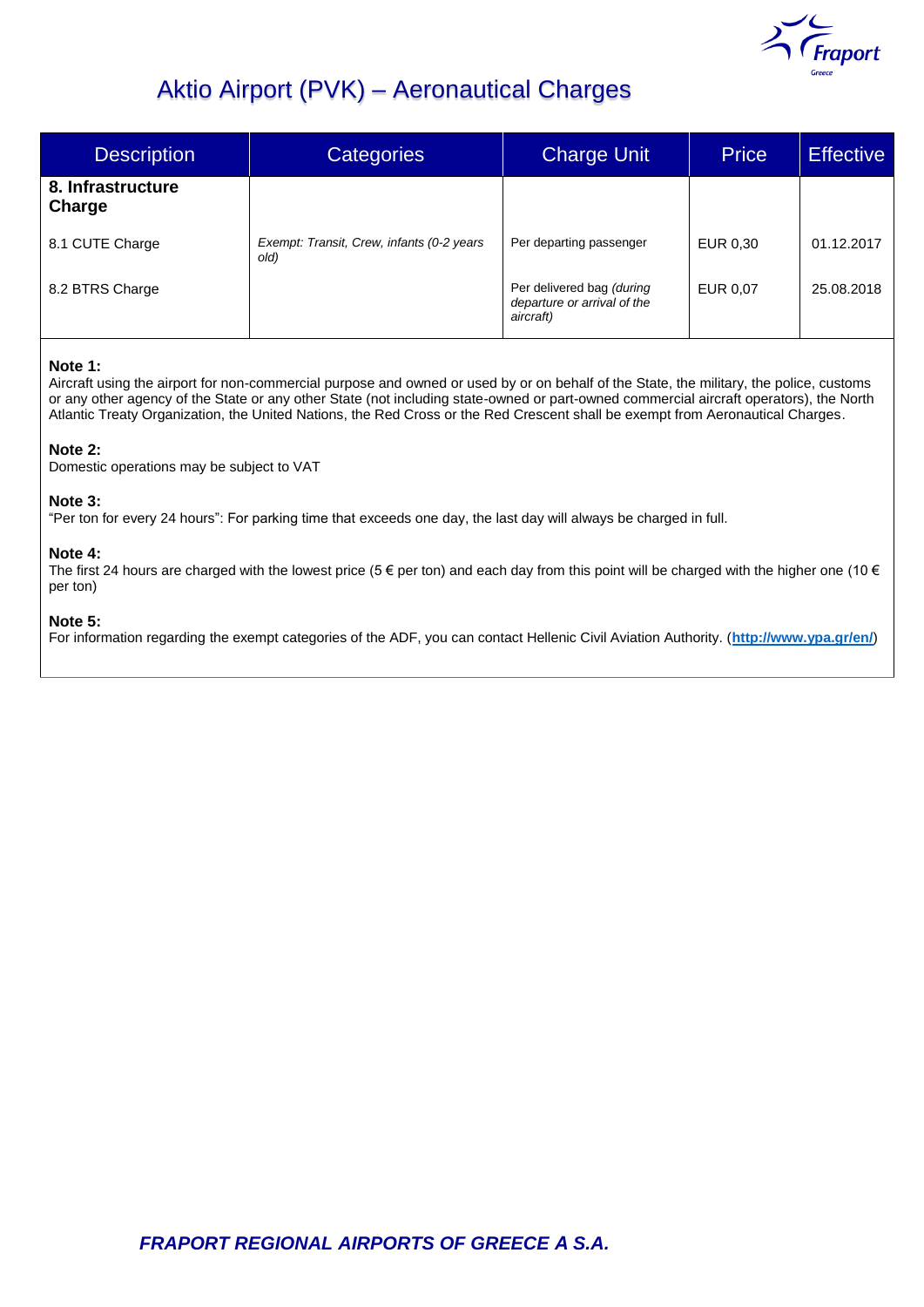# Aktio Airport (PVK) – Aeronautical Charges

| Description | Categories | Charge Unit | Price | Effective |
|---|---|---|---|---|
| **8. Infrastructure Charge** | | | | |
| 8.1 CUTE Charge | *Exempt: Transit, Crew, infants (0-2 years old)* | Per departing passenger | EUR 0,30 | 01.12.2017 |
| 8.2 BTRS Charge | | Per delivered bag *(during departure or arrival of the aircraft)* | EUR 0,07 | 25.08.2018 |

**Note 1:**
Aircraft using the airport for non-commercial purpose and owned or used by or on behalf of the State, the military, the police, customs or any other agency of the State or any other State (not including state-owned or part-owned commercial aircraft operators), the North Atlantic Treaty Organization, the United Nations, the Red Cross or the Red Crescent shall be exempt from Aeronautical Charges.

**Note 2:**
Domestic operations may be subject to VAT

**Note 3:**
"Per ton for every 24 hours": For parking time that exceeds one day, the last day will always be charged in full.

**Note 4:**
The first 24 hours are charged with the lowest price (5 € per ton) and each day from this point will be charged with the higher one (10 € per ton)

**Note 5:**
For information regarding the exempt categories of the ADF, you can contact Hellenic Civil Aviation Authority. (**http://www.ypa.gr/en/**)

***FRAPORT REGIONAL AIRPORTS OF GREECE A S.A.***